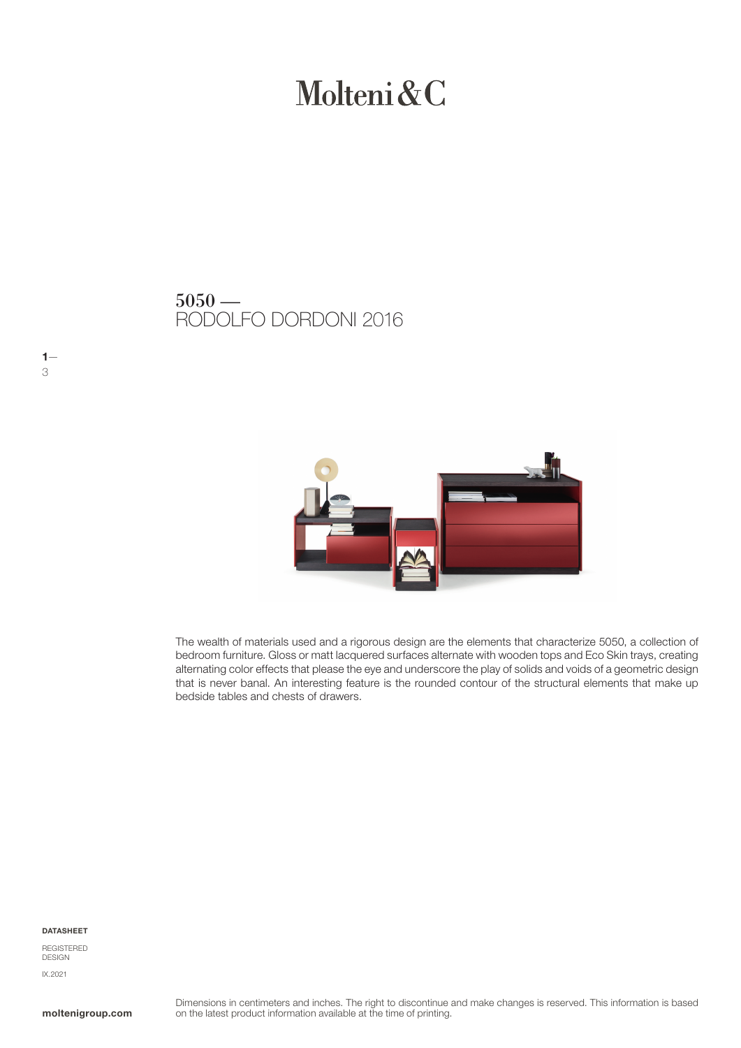# Molteni&C

## 5050 —
## RODOLFO DORDONI 2016

The wealth of materials used and a rigorous design are the elements that characterize 5050, a collection of bedroom furniture. Gloss or matt lacquered surfaces alternate with wooden tops and Eco Skin trays, creating alternating color effects that please the eye and underscore the play of solids and voids of a geometric design that is never banal. An interesting feature is the rounded contour of the structural elements that make up bedside tables and chests of drawers.

**DATASHEET**

REGISTERED DESIGN

IX.2021

**moltenigroup.com**

Dimensions in centimeters and inches. The right to discontinue and make changes is reserved. This information is based on the latest product information available at the time of printing.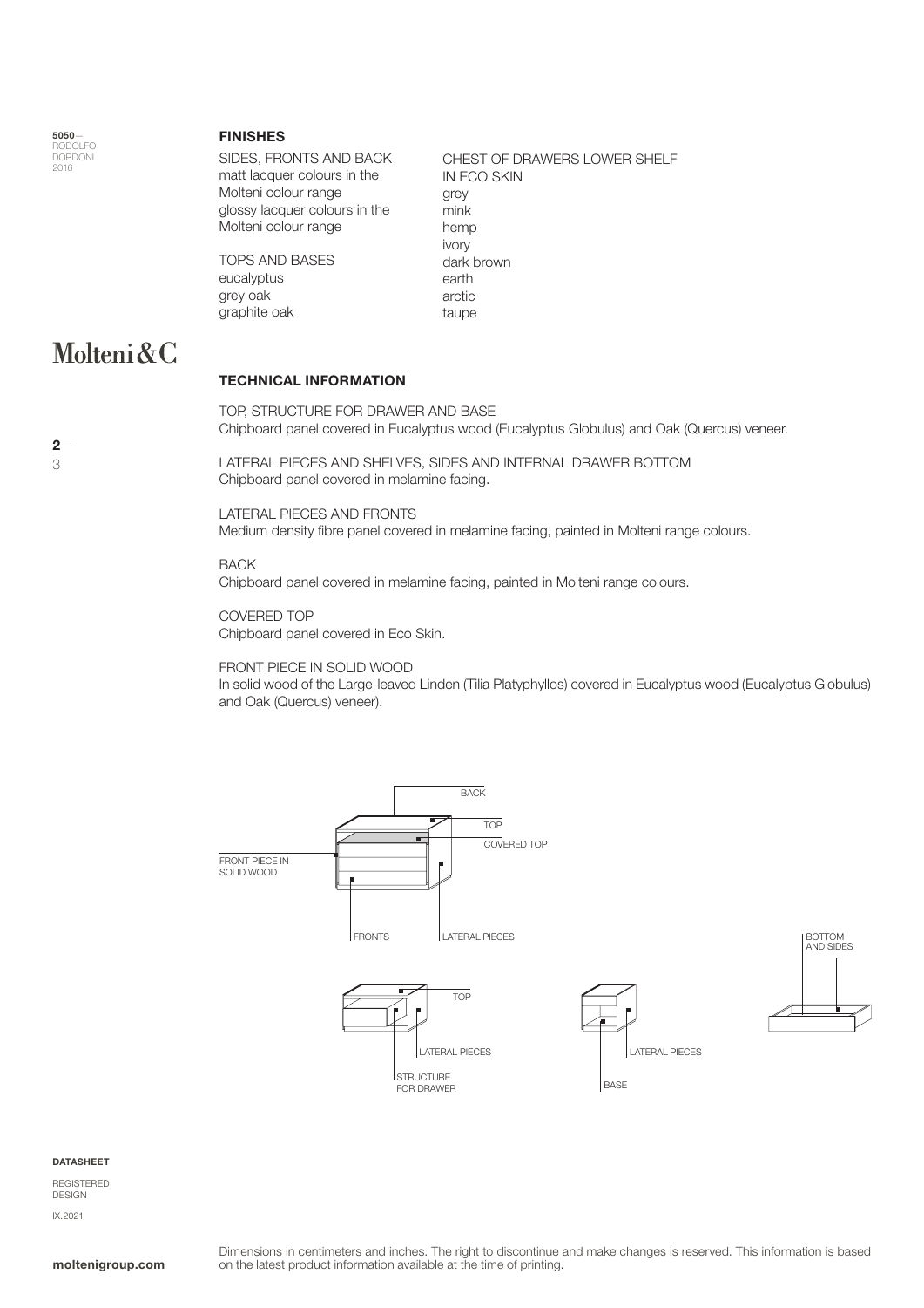## FINISHES

SIDES, FRONTS AND BACK
matt lacquer colours in the Molteni colour range
glossy lacquer colours in the Molteni colour range

TOPS AND BASES
eucalyptus
grey oak
graphite oak

CHEST OF DRAWERS LOWER SHELF IN ECO SKIN
grey
mink
hemp
ivory
dark brown
earth
arctic
taupe

## TECHNICAL INFORMATION

TOP, STRUCTURE FOR DRAWER AND BASE
Chipboard panel covered in Eucalyptus wood (Eucalyptus Globulus) and Oak (Quercus) veneer.

LATERAL PIECES AND SHELVES, SIDES AND INTERNAL DRAWER BOTTOM
Chipboard panel covered in melamine facing.

LATERAL PIECES AND FRONTS
Medium density fibre panel covered in melamine facing, painted in Molteni range colours.

BACK
Chipboard panel covered in melamine facing, painted in Molteni range colours.

COVERED TOP
Chipboard panel covered in Eco Skin.

FRONT PIECE IN SOLID WOOD
In solid wood of the Large-leaved Linden (Tilia Platyphyllos) covered in Eucalyptus wood (Eucalyptus Globulus) and Oak (Quercus) veneer).

BACK
TOP
COVERED TOP
FRONT PIECE IN SOLID WOOD
FRONTS
LATERAL PIECES
TOP
LATERAL PIECES
STRUCTURE FOR DRAWER
LATERAL PIECES
BASE
BOTTOM AND SIDES

Dimensions in centimeters and inches. The right to discontinue and make changes is reserved. This information is based on the latest product information available at the time of printing.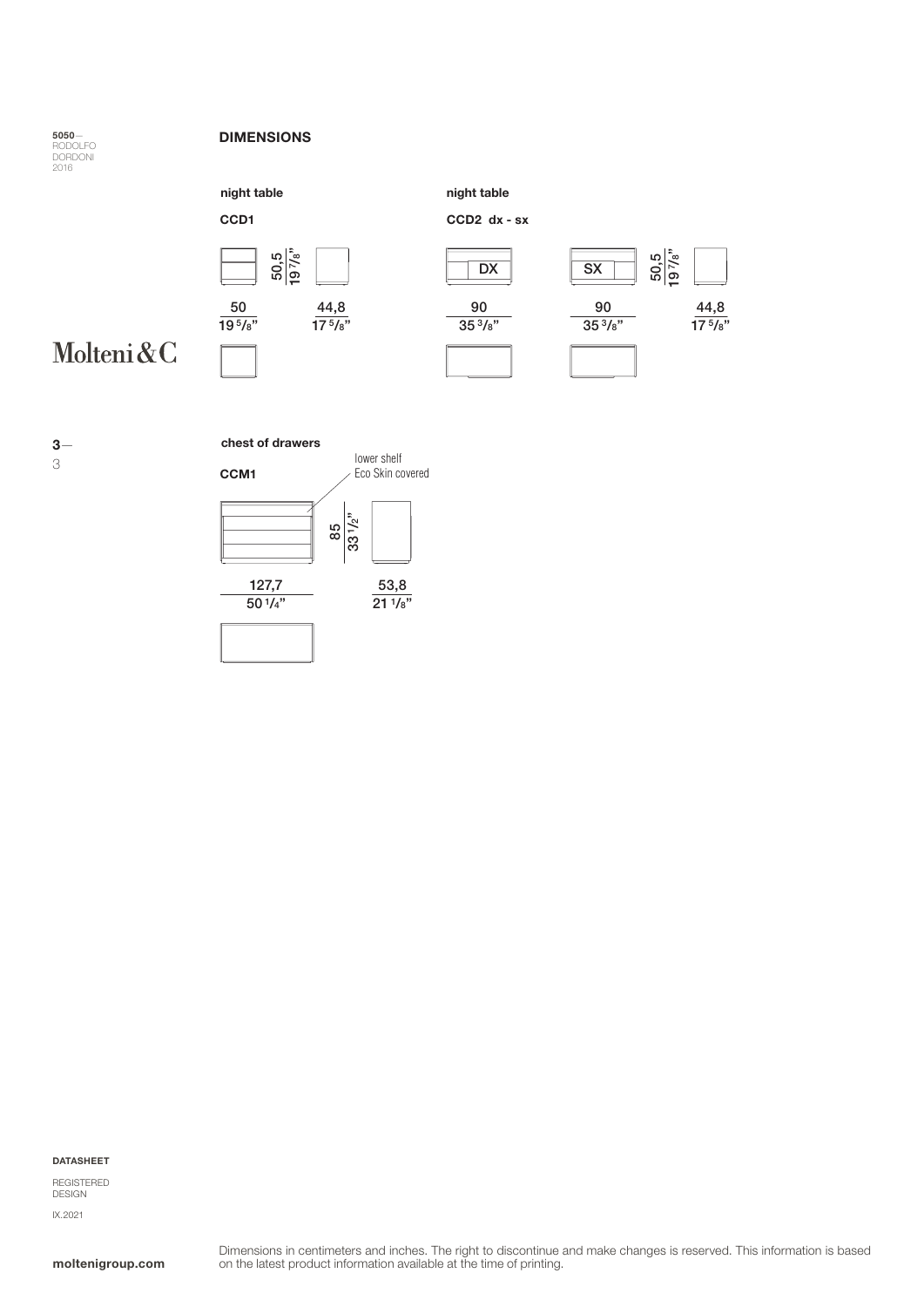5050—
RODOLFO
DORDONI
2016

## DIMENSIONS

Molteni&C

**night table**

**CCD1**

50,5
19 7/8"

50
19 5/8"

44,8
17 5/8"

**night table**

**CCD2 dx - sx**

DX

SX

50,5
19 7/8"

90
35 3/8"

90
35 3/8"

44,8
17 5/8"

**chest of drawers**

**CCM1**

lower shelf
Eco Skin covered

85
33 1/2"

127,7
50 1/4"

53,8
21 1/8"

**DATASHEET**

REGISTERED
DESIGN

IX.2021

**moltenigroup.com**

Dimensions in centimeters and inches. The right to discontinue and make changes is reserved. This information is based on the latest product information available at the time of printing.